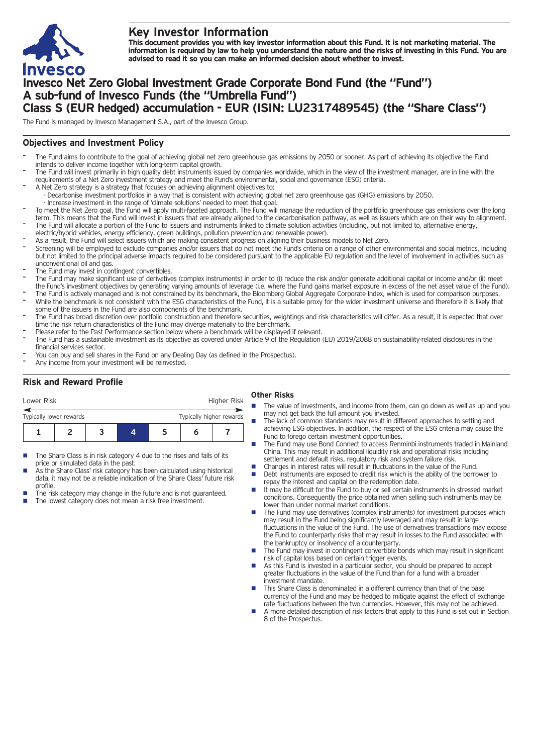# Key Investor Information

**This document provides you with key investor information about this Fund. It is not marketing material. The information is required by law to help you understand the nature and the risks of investing in this Fund. You are advised to read it so you can make an informed decision about whether to invest.**

# Invesco Net Zero Global Investment Grade Corporate Bond Fund (the "Fund") A sub-fund of Invesco Funds (the "Umbrella Fund") Class S (EUR hedged) accumulation - EUR (ISIN: LU2317489545) (the "Share Class")

The Fund is managed by Invesco Management S.A., part of the Invesco Group.

## Objectives and Investment Policy

- The Fund aims to contribute to the goal of achieving global net zero greenhouse gas emissions by 2050 or sooner. As part of achieving its objective the Fund intends to deliver income together with long-term capital growth.
- The Fund will invest primarily in high quality debt instruments issued by companies worldwide, which in the view of the investment manager, are in line with the requirements of a Net Zero investment strategy and meet the Fund's environmental, social and governance (ESG) criteria.
- A Net Zero strategy is a strategy that focuses on achieving alignment objectives to:
  - Decarbonise investment portfolios in a way that is consistent with achieving global net zero greenhouse gas (GHG) emissions by 2050.
  - Increase investment in the range of 'climate solutions' needed to meet that goal.
- To meet the Net Zero goal, the Fund will apply multi-faceted approach. The Fund will manage the reduction of the portfolio greenhouse gas emissions over the long term. This means that the Fund will invest in issuers that are already aligned to the decarbonisation pathway, as well as issuers which are on their way to alignment.
- The Fund will allocate a portion of the Fund to issuers and instruments linked to climate solution activities (including, but not limited to, alternative energy, electric/hybrid vehicles, energy efficiency, green buildings, pollution prevention and renewable power).
- As a result, the Fund will select issuers which are making consistent progress on aligning their business models to Net Zero.
- Screening will be employed to exclude companies and/or issuers that do not meet the Fund's criteria on a range of other environmental and social metrics, including but not limited to the principal adverse impacts required to be considered pursuant to the applicable EU regulation and the level of involvement in activities such as unconventional oil and gas.
- The Fund may invest in contingent convertibles.
- The Fund may make significant use of derivatives (complex instruments) in order to (i) reduce the risk and/or generate additional capital or income and/or (ii) meet the Fund's investment objectives by generating varying amounts of leverage (i.e. where the Fund gains market exposure in excess of the net asset value of the Fund).
- The Fund is actively managed and is not constrained by its benchmark, the Bloomberg Global Aggregate Corporate Index, which is used for comparison purposes.
- While the benchmark is not consistent with the ESG characteristics of the Fund, it is a suitable proxy for the wider investment universe and therefore it is likely that some of the issuers in the Fund are also components of the benchmark.
- The Fund has broad discretion over portfolio construction and therefore securities, weightings and risk characteristics will differ. As a result, it is expected that over time the risk return characteristics of the Fund may diverge materially to the benchmark.
- Please refer to the Past Performance section below where a benchmark will be displayed if relevant.
- The Fund has a sustainable investment as its objective as covered under Article 9 of the Regulation (EU) 2019/2088 on sustainability-related disclosures in the financial services sector.
- You can buy and sell shares in the Fund on any Dealing Day (as defined in the Prospectus).
- Any income from your investment will be reinvested.

## Risk and Reward Profile

Lower Risk — Higher Risk

Typically lower rewards — Typically higher rewards

| 1 | 2 | 3 | **4** | 5 | 6 | 7 |
|---|---|---|---|---|---|---|

- The Share Class is in risk category 4 due to the rises and falls of its price or simulated data in the past.
- As the Share Class' risk category has been calculated using historical data, it may not be a reliable indication of the Share Class' future risk profile.
- The risk category may change in the future and is not guaranteed.
- The lowest category does not mean a risk free investment.

### Other Risks

- The value of investments, and income from them, can go down as well as up and you may not get back the full amount you invested.
- The lack of common standards may result in different approaches to setting and achieving ESG objectives. In addition, the respect of the ESG criteria may cause the Fund to forego certain investment opportunities.
- The Fund may use Bond Connect to access Renminbi instruments traded in Mainland China. This may result in additional liquidity risk and operational risks including settlement and default risks, regulatory risk and system failure risk.
- Changes in interest rates will result in fluctuations in the value of the Fund.
- Debt instruments are exposed to credit risk which is the ability of the borrower to repay the interest and capital on the redemption date.
- It may be difficult for the Fund to buy or sell certain instruments in stressed market conditions. Consequently the price obtained when selling such instruments may be lower than under normal market conditions.
- The Fund may use derivatives (complex instruments) for investment purposes which may result in the Fund being significantly leveraged and may result in large fluctuations in the value of the Fund. The use of derivatives transactions may expose the Fund to counterparty risks that may result in losses to the Fund associated with the bankruptcy or insolvency of a counterparty.
- The Fund may invest in contingent convertible bonds which may result in significant risk of capital loss based on certain trigger events.
- As this Fund is invested in a particular sector, you should be prepared to accept greater fluctuations in the value of the Fund than for a fund with a broader investment mandate.
- This Share Class is denominated in a different currency than that of the base currency of the Fund and may be hedged to mitigate against the effect of exchange rate fluctuations between the two currencies. However, this may not be achieved.
- A more detailed description of risk factors that apply to this Fund is set out in Section 8 of the Prospectus.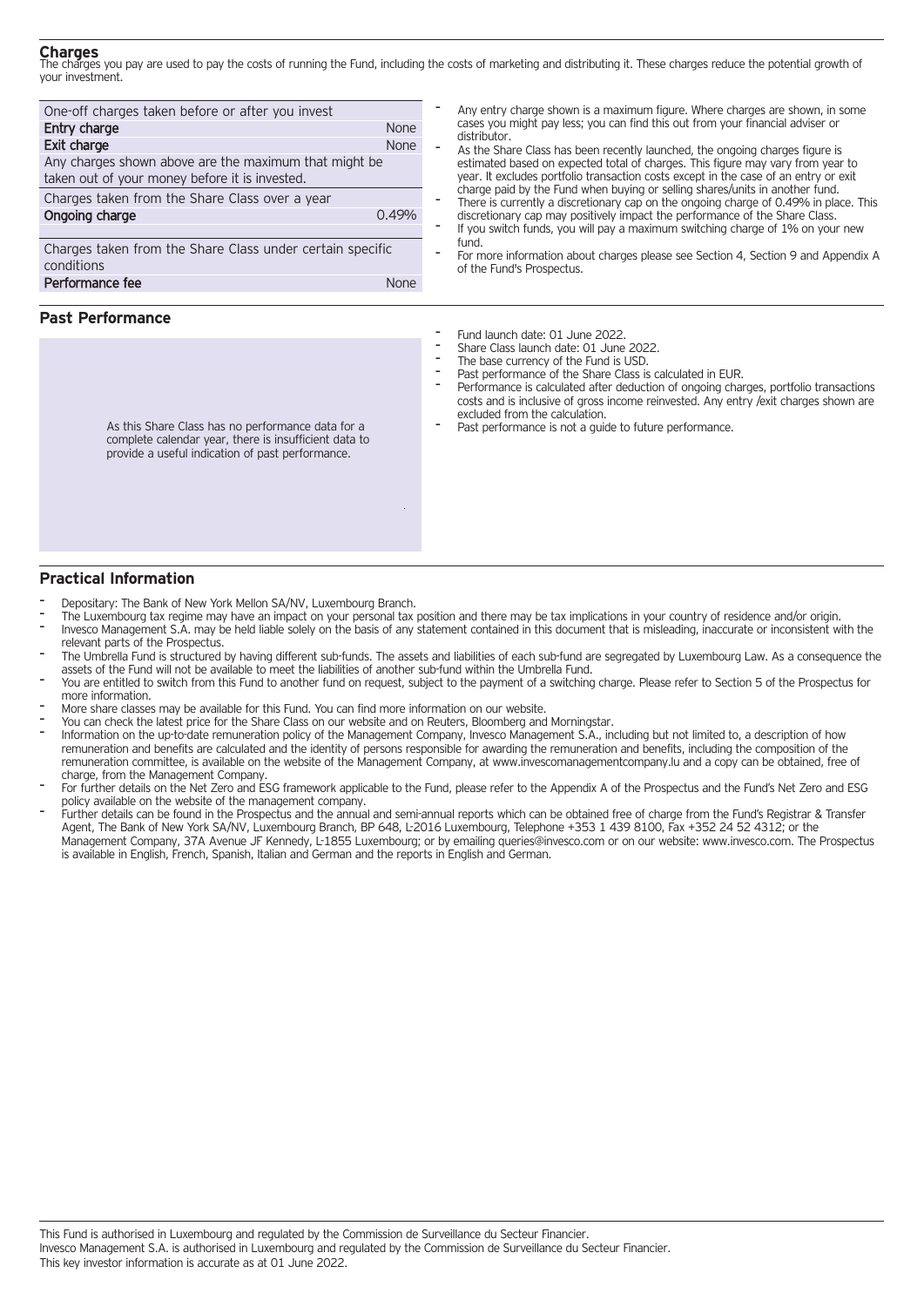## Charges

The charges you pay are used to pay the costs of running the Fund, including the costs of marketing and distributing it. These charges reduce the potential growth of your investment.

| | |
|---|---|
| One-off charges taken before or after you invest | |
| **Entry charge** | None |
| **Exit charge** | None |
| Any charges shown above are the maximum that might be taken out of your money before it is invested. | |
| Charges taken from the Share Class over a year | |
| **Ongoing charge** | 0.49% |
| Charges taken from the Share Class under certain specific conditions | |
| **Performance fee** | None |

- Any entry charge shown is a maximum figure. Where charges are shown, in some cases you might pay less; you can find this out from your financial adviser or distributor.
- As the Share Class has been recently launched, the ongoing charges figure is estimated based on expected total of charges. This figure may vary from year to year. It excludes portfolio transaction costs except in the case of an entry or exit charge paid by the Fund when buying or selling shares/units in another fund.
- There is currently a discretionary cap on the ongoing charge of 0.49% in place. This discretionary cap may positively impact the performance of the Share Class.
- If you switch funds, you will pay a maximum switching charge of 1% on your new fund.
- For more information about charges please see Section 4, Section 9 and Appendix A of the Fund's Prospectus.

## Past Performance

As this Share Class has no performance data for a complete calendar year, there is insufficient data to provide a useful indication of past performance.

- Fund launch date: 01 June 2022.
- Share Class launch date: 01 June 2022.
- The base currency of the Fund is USD.
- Past performance of the Share Class is calculated in EUR.
- Performance is calculated after deduction of ongoing charges, portfolio transactions costs and is inclusive of gross income reinvested. Any entry /exit charges shown are excluded from the calculation.
- Past performance is not a guide to future performance.

## Practical Information

- Depositary: The Bank of New York Mellon SA/NV, Luxembourg Branch.
- The Luxembourg tax regime may have an impact on your personal tax position and there may be tax implications in your country of residence and/or origin.
- Invesco Management S.A. may be held liable solely on the basis of any statement contained in this document that is misleading, inaccurate or inconsistent with the relevant parts of the Prospectus.
- The Umbrella Fund is structured by having different sub-funds. The assets and liabilities of each sub-fund are segregated by Luxembourg Law. As a consequence the assets of the Fund will not be available to meet the liabilities of another sub-fund within the Umbrella Fund.
- You are entitled to switch from this Fund to another fund on request, subject to the payment of a switching charge. Please refer to Section 5 of the Prospectus for more information.
- More share classes may be available for this Fund. You can find more information on our website.
- You can check the latest price for the Share Class on our website and on Reuters, Bloomberg and Morningstar.
- Information on the up-to-date remuneration policy of the Management Company, Invesco Management S.A., including but not limited to, a description of how remuneration and benefits are calculated and the identity of persons responsible for awarding the remuneration and benefits, including the composition of the remuneration committee, is available on the website of the Management Company, at www.invescomanagementcompany.lu and a copy can be obtained, free of charge, from the Management Company.
- For further details on the Net Zero and ESG framework applicable to the Fund, please refer to the Appendix A of the Prospectus and the Fund's Net Zero and ESG policy available on the website of the management company.
- Further details can be found in the Prospectus and the annual and semi-annual reports which can be obtained free of charge from the Fund's Registrar & Transfer Agent, The Bank of New York SA/NV, Luxembourg Branch, BP 648, L-2016 Luxembourg, Telephone +353 1 439 8100, Fax +352 24 52 4312; or the Management Company, 37A Avenue JF Kennedy, L-1855 Luxembourg; or by emailing queries@invesco.com or on our website: www.invesco.com. The Prospectus is available in English, French, Spanish, Italian and German and the reports in English and German.

This Fund is authorised in Luxembourg and regulated by the Commission de Surveillance du Secteur Financier.
Invesco Management S.A. is authorised in Luxembourg and regulated by the Commission de Surveillance du Secteur Financier.
This key investor information is accurate as at 01 June 2022.